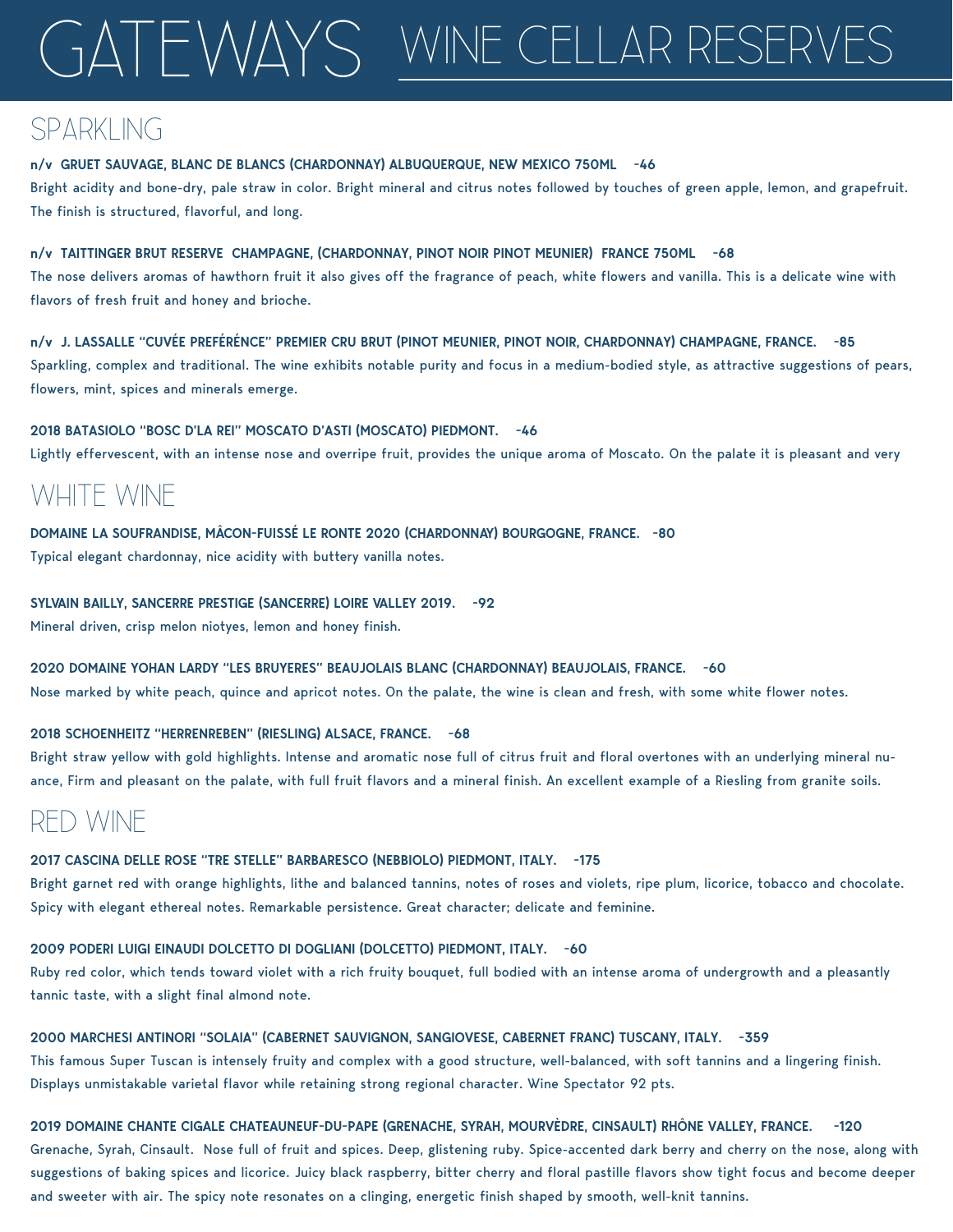# GATEWAYS WINE CELLAR RESERVES

## SPARKLING

**n/v GRUET SAUVAGE, BLANC DE BLANCS (CHARDONNAY) ALBUQUERQUE, NEW MEXICO 750ML -46**

Bright acidity and bone-dry, pale straw in color. Bright mineral and citrus notes followed by touches of green apple, lemon, and grapefruit. The finish is structured, flavorful, and long.

**n/v TAITTINGER BRUT RESERVE CHAMPAGNE, (CHARDONNAY, PINOT NOIR PINOT MEUNIER) FRANCE 750ML -68**

The nose delivers aromas of hawthorn fruit it also gives off the fragrance of peach, white flowers and vanilla. This is a delicate wine with flavors of fresh fruit and honey and brioche.

**n/v J. LASSALLE "CUVÉE PREFÉRÉNCE" PREMIER CRU BRUT (PINOT MEUNIER, PINOT NOIR, CHARDONNAY) CHAMPAGNE, FRANCE. -85**

Sparkling, complex and traditional. The wine exhibits notable purity and focus in a medium-bodied style, as attractive suggestions of pears, flowers, mint, spices and minerals emerge.

**2018 BATASIOLO "BOSC D'LA REI" MOSCATO D'ASTI (MOSCATO) PIEDMONT. -46**

Lightly effervescent, with an intense nose and overripe fruit, provides the unique aroma of Moscato. On the palate it is pleasant and very

## WHITE WINE

**DOMAINE LA SOUFRANDISE, MÂCON-FUISSÉ LE RONTE 2020 (CHARDONNAY) BOURGOGNE, FRANCE. -80**

Typical elegant chardonnay, nice acidity with buttery vanilla notes.

**SYLVAIN BAILLY, SANCERRE PRESTIGE (SANCERRE) LOIRE VALLEY 2019. -92**

Mineral driven, crisp melon niotyes, lemon and honey finish.

**2020 DOMAINE YOHAN LARDY "LES BRUYERES" BEAUJOLAIS BLANC (CHARDONNAY) BEAUJOLAIS, FRANCE. -60**

Nose marked by white peach, quince and apricot notes. On the palate, the wine is clean and fresh, with some white flower notes.

**2018 SCHOENHEITZ "HERRENREBEN" (RIESLING) ALSACE, FRANCE. -68**

Bright straw yellow with gold highlights. Intense and aromatic nose full of citrus fruit and floral overtones with an underlying mineral nuance, Firm and pleasant on the palate, with full fruit flavors and a mineral finish. An excellent example of a Riesling from granite soils.

## RED WINE

**2017 CASCINA DELLE ROSE "TRE STELLE" BARBARESCO (NEBBIOLO) PIEDMONT, ITALY. -175**

Bright garnet red with orange highlights, lithe and balanced tannins, notes of roses and violets, ripe plum, licorice, tobacco and chocolate. Spicy with elegant ethereal notes. Remarkable persistence. Great character; delicate and feminine.

**2009 PODERI LUIGI EINAUDI DOLCETTO DI DOGLIANI (DOLCETTO) PIEDMONT, ITALY. -60**

Ruby red color, which tends toward violet with a rich fruity bouquet, full bodied with an intense aroma of undergrowth and a pleasantly tannic taste, with a slight final almond note.

**2000 MARCHESI ANTINORI "SOLAIA" (CABERNET SAUVIGNON, SANGIOVESE, CABERNET FRANC) TUSCANY, ITALY. -359**

This famous Super Tuscan is intensely fruity and complex with a good structure, well-balanced, with soft tannins and a lingering finish. Displays unmistakable varietal flavor while retaining strong regional character. Wine Spectator 92 pts.

**2019 DOMAINE CHANTE CIGALE CHATEAUNEUF-DU-PAPE (GRENACHE, SYRAH, MOURVÈDRE, CINSAULT) RHÔNE VALLEY, FRANCE. -120**

Grenache, Syrah, Cinsault. Nose full of fruit and spices. Deep, glistening ruby. Spice-accented dark berry and cherry on the nose, along with suggestions of baking spices and licorice. Juicy black raspberry, bitter cherry and floral pastille flavors show tight focus and become deeper and sweeter with air. The spicy note resonates on a clinging, energetic finish shaped by smooth, well-knit tannins.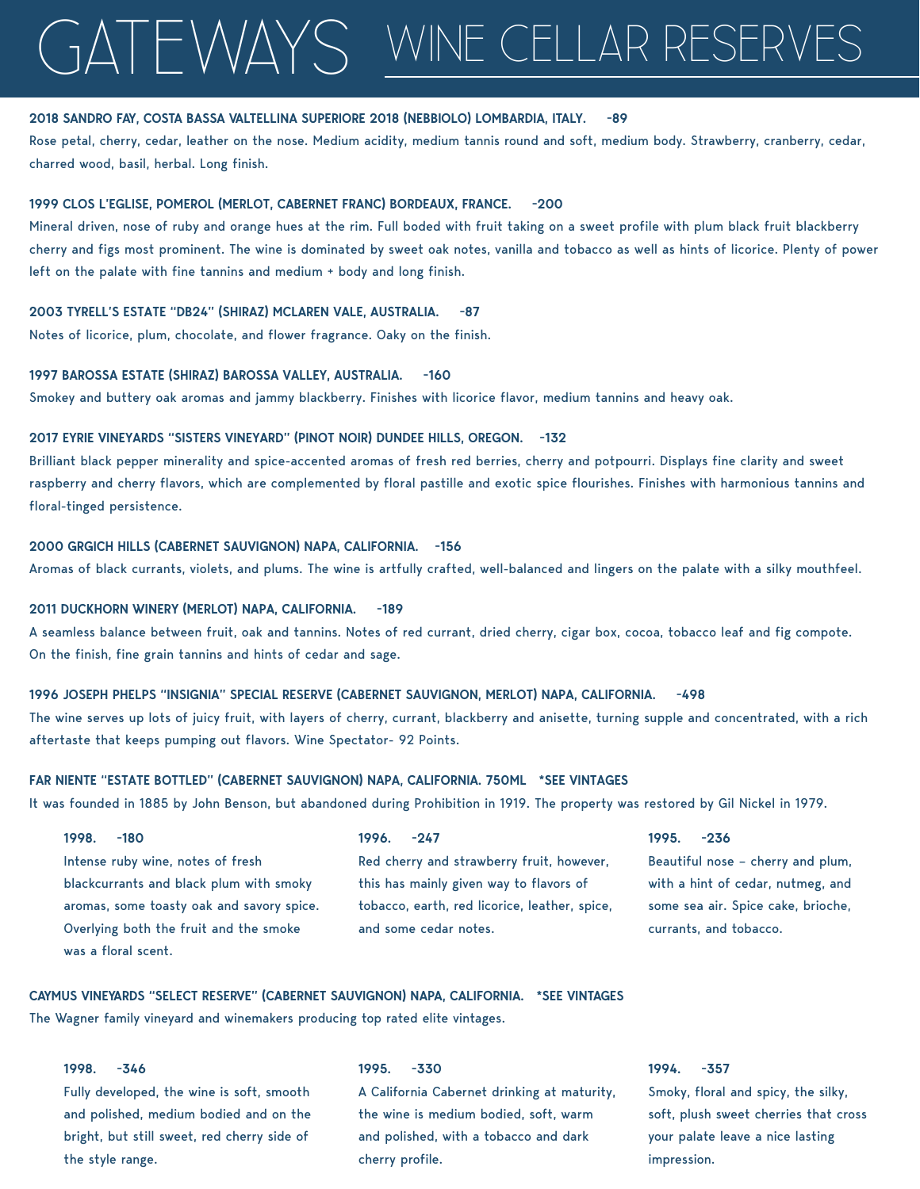# GATEWAYS WINE CELLAR RESERVES

**2018 SANDRO FAY, COSTA BASSA VALTELLINA SUPERIORE 2018 (NEBBIOLO) LOMBARDIA, ITALY. -89**

Rose petal, cherry, cedar, leather on the nose. Medium acidity, medium tannis round and soft, medium body. Strawberry, cranberry, cedar, charred wood, basil, herbal. Long finish.

**1999 CLOS L'EGLISE, POMEROL (MERLOT, CABERNET FRANC) BORDEAUX, FRANCE. -200**

Mineral driven, nose of ruby and orange hues at the rim. Full boded with fruit taking on a sweet profile with plum black fruit blackberry cherry and figs most prominent. The wine is dominated by sweet oak notes, vanilla and tobacco as well as hints of licorice. Plenty of power left on the palate with fine tannins and medium + body and long finish.

**2003 TYRELL'S ESTATE "DB24" (SHIRAZ) MCLAREN VALE, AUSTRALIA. -87**

Notes of licorice, plum, chocolate, and flower fragrance. Oaky on the finish.

**1997 BAROSSA ESTATE (SHIRAZ) BAROSSA VALLEY, AUSTRALIA. -160**

Smokey and buttery oak aromas and jammy blackberry. Finishes with licorice flavor, medium tannins and heavy oak.

**2017 EYRIE VINEYARDS "SISTERS VINEYARD" (PINOT NOIR) DUNDEE HILLS, OREGON. -132**

Brilliant black pepper minerality and spice-accented aromas of fresh red berries, cherry and potpourri. Displays fine clarity and sweet raspberry and cherry flavors, which are complemented by floral pastille and exotic spice flourishes. Finishes with harmonious tannins and floral-tinged persistence.

**2000 GRGICH HILLS (CABERNET SAUVIGNON) NAPA, CALIFORNIA. -156**

Aromas of black currants, violets, and plums. The wine is artfully crafted, well-balanced and lingers on the palate with a silky mouthfeel.

**2011 DUCKHORN WINERY (MERLOT) NAPA, CALIFORNIA. -189**

A seamless balance between fruit, oak and tannins. Notes of red currant, dried cherry, cigar box, cocoa, tobacco leaf and fig compote. On the finish, fine grain tannins and hints of cedar and sage.

**1996 JOSEPH PHELPS "INSIGNIA" SPECIAL RESERVE (CABERNET SAUVIGNON, MERLOT) NAPA, CALIFORNIA. -498**

The wine serves up lots of juicy fruit, with layers of cherry, currant, blackberry and anisette, turning supple and concentrated, with a rich aftertaste that keeps pumping out flavors. Wine Spectator- 92 Points.

**FAR NIENTE "ESTATE BOTTLED" (CABERNET SAUVIGNON) NAPA, CALIFORNIA. 750ML \*SEE VINTAGES**

It was founded in 1885 by John Benson, but abandoned during Prohibition in 1919. The property was restored by Gil Nickel in 1979.

**1998. -180**

Intense ruby wine, notes of fresh blackcurrants and black plum with smoky aromas, some toasty oak and savory spice. Overlying both the fruit and the smoke was a floral scent.

**1996. -247**

Red cherry and strawberry fruit, however, this has mainly given way to flavors of tobacco, earth, red licorice, leather, spice, and some cedar notes.

**1995. -236**

Beautiful nose – cherry and plum, with a hint of cedar, nutmeg, and some sea air. Spice cake, brioche, currants, and tobacco.

**CAYMUS VINEYARDS "SELECT RESERVE" (CABERNET SAUVIGNON) NAPA, CALIFORNIA. \*SEE VINTAGES**

The Wagner family vineyard and winemakers producing top rated elite vintages.

**1998. -346**

Fully developed, the wine is soft, smooth and polished, medium bodied and on the bright, but still sweet, red cherry side of the style range.

**1995. -330**

A California Cabernet drinking at maturity, the wine is medium bodied, soft, warm and polished, with a tobacco and dark cherry profile.

**1994. -357**

Smoky, floral and spicy, the silky, soft, plush sweet cherries that cross your palate leave a nice lasting impression.